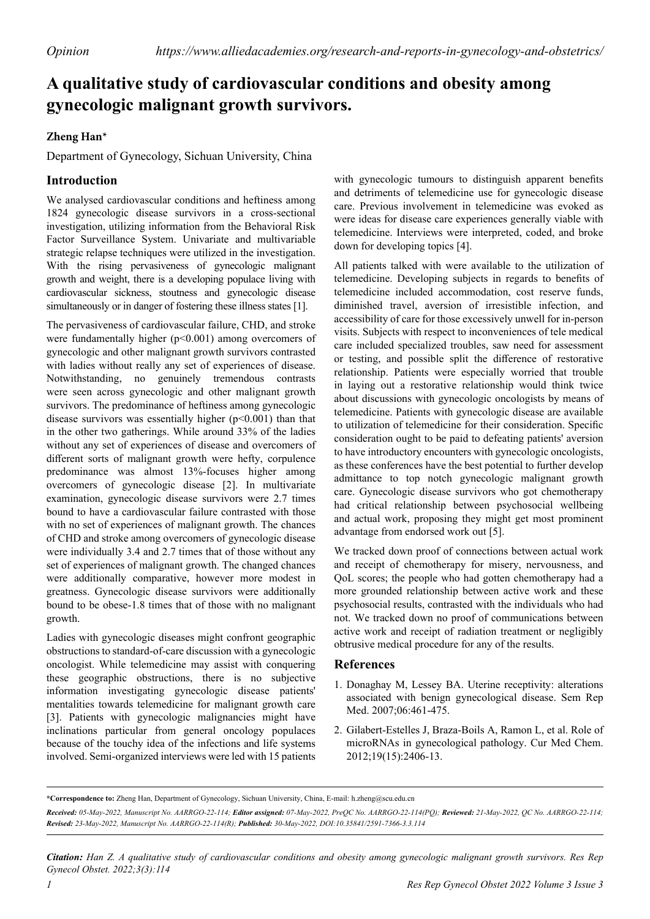*Opinion* https://www.alliedacademies.org/research-and-reports-in-gynecology-and-obstetrics/

# A qualitative study of cardiovascular conditions and obesity among gynecologic malignant growth survivors.

**Zheng Han***

Department of Gynecology, Sichuan University, China

## Introduction

We analysed cardiovascular conditions and heftiness among 1824 gynecologic disease survivors in a cross-sectional investigation, utilizing information from the Behavioral Risk Factor Surveillance System. Univariate and multivariable strategic relapse techniques were utilized in the investigation. With the rising pervasiveness of gynecologic malignant growth and weight, there is a developing populace living with cardiovascular sickness, stoutness and gynecologic disease simultaneously or in danger of fostering these illness states [1].

The pervasiveness of cardiovascular failure, CHD, and stroke were fundamentally higher ($p<0.001$) among overcomers of gynecologic and other malignant growth survivors contrasted with ladies without really any set of experiences of disease. Notwithstanding, no genuinely tremendous contrasts were seen across gynecologic and other malignant growth survivors. The predominance of heftiness among gynecologic disease survivors was essentially higher ($p<0.001$) than that in the other two gatherings. While around 33% of the ladies without any set of experiences of disease and overcomers of different sorts of malignant growth were hefty, corpulence predominance was almost 13%-focuses higher among overcomers of gynecologic disease [2]. In multivariate examination, gynecologic disease survivors were 2.7 times bound to have a cardiovascular failure contrasted with those with no set of experiences of malignant growth. The chances of CHD and stroke among overcomers of gynecologic disease were individually 3.4 and 2.7 times that of those without any set of experiences of malignant growth. The changed chances were additionally comparative, however more modest in greatness. Gynecologic disease survivors were additionally bound to be obese-1.8 times that of those with no malignant growth.

Ladies with gynecologic diseases might confront geographic obstructions to standard-of-care discussion with a gynecologic oncologist. While telemedicine may assist with conquering these geographic obstructions, there is no subjective information investigating gynecologic disease patients' mentalities towards telemedicine for malignant growth care [3]. Patients with gynecologic malignancies might have inclinations particular from general oncology populaces because of the touchy idea of the infections and life systems involved. Semi-organized interviews were led with 15 patients with gynecologic tumours to distinguish apparent benefits and detriments of telemedicine use for gynecologic disease care. Previous involvement in telemedicine was evoked as were ideas for disease care experiences generally viable with telemedicine. Interviews were interpreted, coded, and broke down for developing topics [4].

All patients talked with were available to the utilization of telemedicine. Developing subjects in regards to benefits of telemedicine included accommodation, cost reserve funds, diminished travel, aversion of irresistible infection, and accessibility of care for those excessively unwell for in-person visits. Subjects with respect to inconveniences of tele medical care included specialized troubles, saw need for assessment or testing, and possible split the difference of restorative relationship. Patients were especially worried that trouble in laying out a restorative relationship would think twice about discussions with gynecologic oncologists by means of telemedicine. Patients with gynecologic disease are available to utilization of telemedicine for their consideration. Specific consideration ought to be paid to defeating patients' aversion to have introductory encounters with gynecologic oncologists, as these conferences have the best potential to further develop admittance to top notch gynecologic malignant growth care. Gynecologic disease survivors who got chemotherapy had critical relationship between psychosocial wellbeing and actual work, proposing they might get most prominent advantage from endorsed work out [5].

We tracked down proof of connections between actual work and receipt of chemotherapy for misery, nervousness, and QoL scores; the people who had gotten chemotherapy had a more grounded relationship between active work and these psychosocial results, contrasted with the individuals who had not. We tracked down no proof of communications between active work and receipt of radiation treatment or negligibly obtrusive medical procedure for any of the results.

## References

1. Donaghay M, Lessey BA. Uterine receptivity: alterations associated with benign gynecological disease. Sem Rep Med. 2007;06:461-475.
2. Gilabert-Estelles J, Braza-Boils A, Ramon L, et al. Role of microRNAs in gynecological pathology. Cur Med Chem. 2012;19(15):2406-13.

---

***Correspondence to:** Zheng Han, Department of Gynecology, Sichuan University, China, E-mail: h.zheng@scu.edu.cn

***Received:** 05-May-2022, Manuscript No. AARRGO-22-114; **Editor assigned:** 07-May-2022, PreQC No. AARRGO-22-114(PQ); **Reviewed:** 21-May-2022, QC No. AARRGO-22-114; **Revised:** 23-May-2022, Manuscript No. AARRGO-22-114(R); **Published:** 30-May-2022, DOI:10.35841/2591-7366-3.3.114*

***Citation:** Han Z. A qualitative study of cardiovascular conditions and obesity among gynecologic malignant growth survivors. Res Rep Gynecol Obstet. 2022;3(3):114*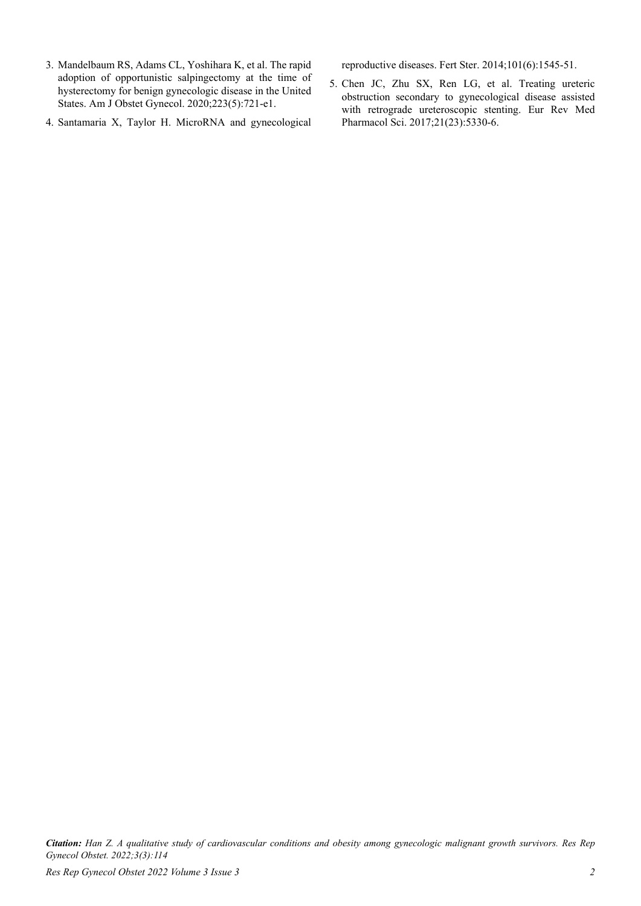3. Mandelbaum RS, Adams CL, Yoshihara K, et al. The rapid adoption of opportunistic salpingectomy at the time of hysterectomy for benign gynecologic disease in the United States. Am J Obstet Gynecol. 2020;223(5):721-e1.
4. Santamaria X, Taylor H. MicroRNA and gynecological reproductive diseases. Fert Ster. 2014;101(6):1545-51.
5. Chen JC, Zhu SX, Ren LG, et al. Treating ureteric obstruction secondary to gynecological disease assisted with retrograde ureteroscopic stenting. Eur Rev Med Pharmacol Sci. 2017;21(23):5330-6.

***Citation:*** *Han Z. A qualitative study of cardiovascular conditions and obesity among gynecologic malignant growth survivors. Res Rep Gynecol Obstet. 2022;3(3):114*